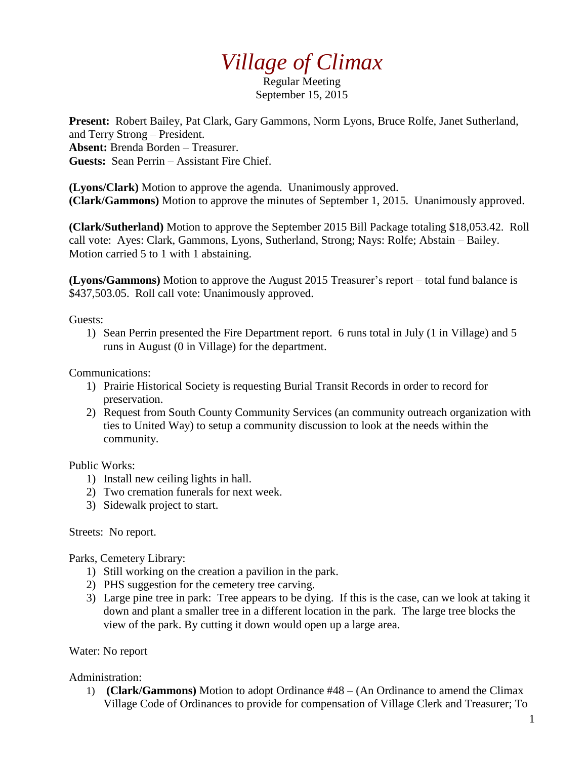# *Village of Climax*

Regular Meeting
September 15, 2015

**Present:** Robert Bailey, Pat Clark, Gary Gammons, Norm Lyons, Bruce Rolfe, Janet Sutherland, and Terry Strong – President.
**Absent:** Brenda Borden – Treasurer.
**Guests:** Sean Perrin – Assistant Fire Chief.

**(Lyons/Clark)** Motion to approve the agenda. Unanimously approved.
**(Clark/Gammons)** Motion to approve the minutes of September 1, 2015. Unanimously approved.

**(Clark/Sutherland)** Motion to approve the September 2015 Bill Package totaling $18,053.42. Roll call vote: Ayes: Clark, Gammons, Lyons, Sutherland, Strong; Nays: Rolfe; Abstain – Bailey. Motion carried 5 to 1 with 1 abstaining.

**(Lyons/Gammons)** Motion to approve the August 2015 Treasurer's report – total fund balance is $437,503.05. Roll call vote: Unanimously approved.

Guests:

1) Sean Perrin presented the Fire Department report. 6 runs total in July (1 in Village) and 5 runs in August (0 in Village) for the department.

Communications:

1) Prairie Historical Society is requesting Burial Transit Records in order to record for preservation.
2) Request from South County Community Services (an community outreach organization with ties to United Way) to setup a community discussion to look at the needs within the community.

Public Works:

1) Install new ceiling lights in hall.
2) Two cremation funerals for next week.
3) Sidewalk project to start.

Streets: No report.

Parks, Cemetery Library:

1) Still working on the creation a pavilion in the park.
2) PHS suggestion for the cemetery tree carving.
3) Large pine tree in park: Tree appears to be dying. If this is the case, can we look at taking it down and plant a smaller tree in a different location in the park. The large tree blocks the view of the park. By cutting it down would open up a large area.

Water: No report

Administration:

1) **(Clark/Gammons)** Motion to adopt Ordinance #48 – (An Ordinance to amend the Climax Village Code of Ordinances to provide for compensation of Village Clerk and Treasurer; To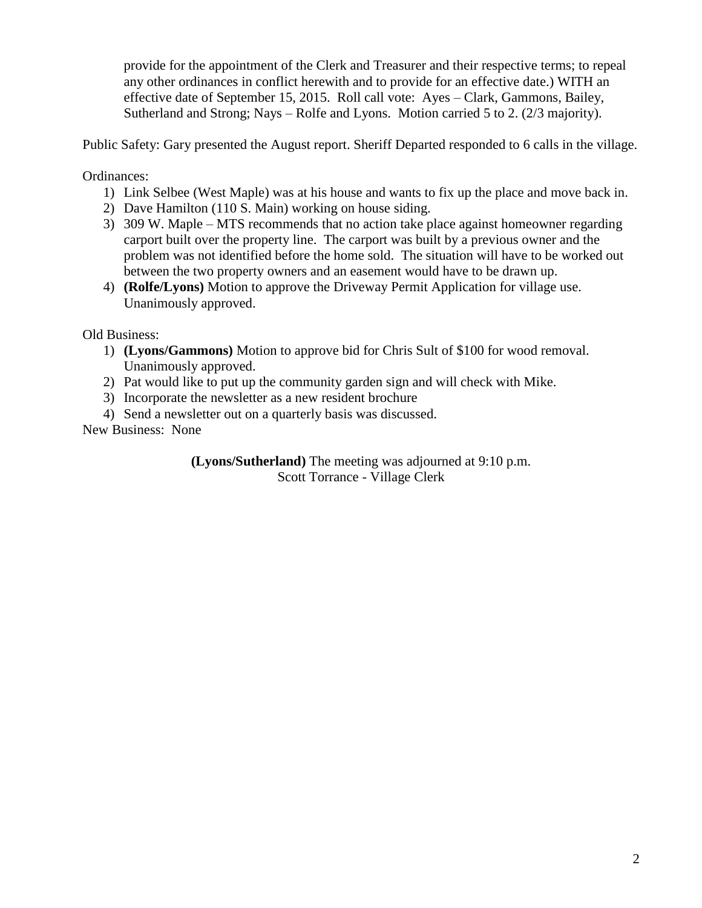provide for the appointment of the Clerk and Treasurer and their respective terms; to repeal any other ordinances in conflict herewith and to provide for an effective date.) WITH an effective date of September 15, 2015. Roll call vote: Ayes – Clark, Gammons, Bailey, Sutherland and Strong; Nays – Rolfe and Lyons. Motion carried 5 to 2. (2/3 majority).

Public Safety: Gary presented the August report. Sheriff Departed responded to 6 calls in the village.

Ordinances:

1) Link Selbee (West Maple) was at his house and wants to fix up the place and move back in.
2) Dave Hamilton (110 S. Main) working on house siding.
3) 309 W. Maple – MTS recommends that no action take place against homeowner regarding carport built over the property line. The carport was built by a previous owner and the problem was not identified before the home sold. The situation will have to be worked out between the two property owners and an easement would have to be drawn up.
4) **(Rolfe/Lyons)** Motion to approve the Driveway Permit Application for village use. Unanimously approved.

Old Business:

1) **(Lyons/Gammons)** Motion to approve bid for Chris Sult of $100 for wood removal. Unanimously approved.
2) Pat would like to put up the community garden sign and will check with Mike.
3) Incorporate the newsletter as a new resident brochure
4) Send a newsletter out on a quarterly basis was discussed.

New Business: None

**(Lyons/Sutherland)** The meeting was adjourned at 9:10 p.m.
Scott Torrance - Village Clerk